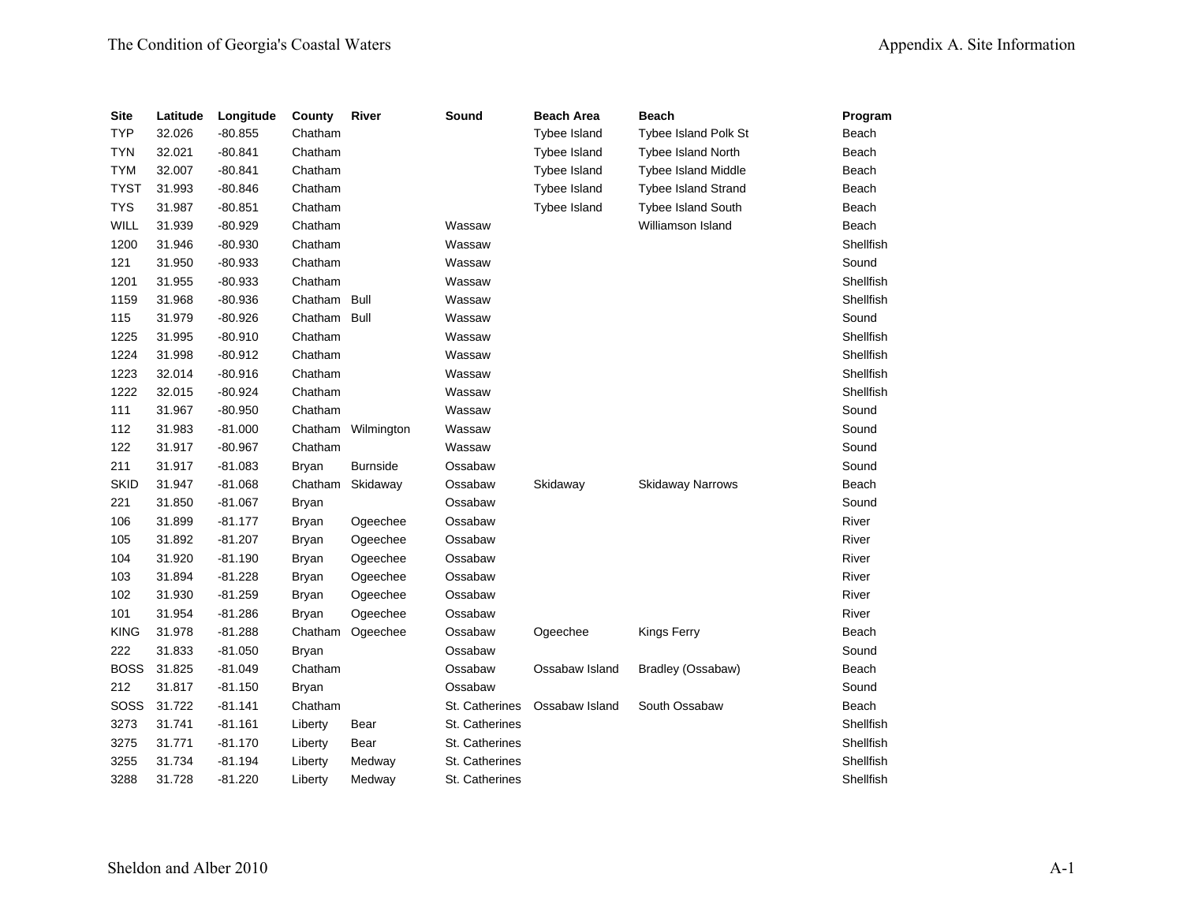| Site | Latitude | Longitude | County | River | Sound | Beach Area | Beach | Program |
|---|---|---|---|---|---|---|---|---|
| TYP | 32.026 | -80.855 | Chatham | | | Tybee Island | Tybee Island Polk St | Beach |
| TYN | 32.021 | -80.841 | Chatham | | | Tybee Island | Tybee Island North | Beach |
| TYM | 32.007 | -80.841 | Chatham | | | Tybee Island | Tybee Island Middle | Beach |
| TYST | 31.993 | -80.846 | Chatham | | | Tybee Island | Tybee Island Strand | Beach |
| TYS | 31.987 | -80.851 | Chatham | | | Tybee Island | Tybee Island South | Beach |
| WILL | 31.939 | -80.929 | Chatham | | Wassaw | | Williamson Island | Beach |
| 1200 | 31.946 | -80.930 | Chatham | | Wassaw | | | Shellfish |
| 121 | 31.950 | -80.933 | Chatham | | Wassaw | | | Sound |
| 1201 | 31.955 | -80.933 | Chatham | | Wassaw | | | Shellfish |
| 1159 | 31.968 | -80.936 | Chatham | Bull | Wassaw | | | Shellfish |
| 115 | 31.979 | -80.926 | Chatham | Bull | Wassaw | | | Sound |
| 1225 | 31.995 | -80.910 | Chatham | | Wassaw | | | Shellfish |
| 1224 | 31.998 | -80.912 | Chatham | | Wassaw | | | Shellfish |
| 1223 | 32.014 | -80.916 | Chatham | | Wassaw | | | Shellfish |
| 1222 | 32.015 | -80.924 | Chatham | | Wassaw | | | Shellfish |
| 111 | 31.967 | -80.950 | Chatham | | Wassaw | | | Sound |
| 112 | 31.983 | -81.000 | Chatham | Wilmington | Wassaw | | | Sound |
| 122 | 31.917 | -80.967 | Chatham | | Wassaw | | | Sound |
| 211 | 31.917 | -81.083 | Bryan | Burnside | Ossabaw | | | Sound |
| SKID | 31.947 | -81.068 | Chatham | Skidaway | Ossabaw | Skidaway | Skidaway Narrows | Beach |
| 221 | 31.850 | -81.067 | Bryan | | Ossabaw | | | Sound |
| 106 | 31.899 | -81.177 | Bryan | Ogeechee | Ossabaw | | | River |
| 105 | 31.892 | -81.207 | Bryan | Ogeechee | Ossabaw | | | River |
| 104 | 31.920 | -81.190 | Bryan | Ogeechee | Ossabaw | | | River |
| 103 | 31.894 | -81.228 | Bryan | Ogeechee | Ossabaw | | | River |
| 102 | 31.930 | -81.259 | Bryan | Ogeechee | Ossabaw | | | River |
| 101 | 31.954 | -81.286 | Bryan | Ogeechee | Ossabaw | | | River |
| KING | 31.978 | -81.288 | Chatham | Ogeechee | Ossabaw | Ogeechee | Kings Ferry | Beach |
| 222 | 31.833 | -81.050 | Bryan | | Ossabaw | | | Sound |
| BOSS | 31.825 | -81.049 | Chatham | | Ossabaw | Ossabaw Island | Bradley (Ossabaw) | Beach |
| 212 | 31.817 | -81.150 | Bryan | | Ossabaw | | | Sound |
| SOSS | 31.722 | -81.141 | Chatham | | St. Catherines | Ossabaw Island | South Ossabaw | Beach |
| 3273 | 31.741 | -81.161 | Liberty | Bear | St. Catherines | | | Shellfish |
| 3275 | 31.771 | -81.170 | Liberty | Bear | St. Catherines | | | Shellfish |
| 3255 | 31.734 | -81.194 | Liberty | Medway | St. Catherines | | | Shellfish |
| 3288 | 31.728 | -81.220 | Liberty | Medway | St. Catherines | | | Shellfish |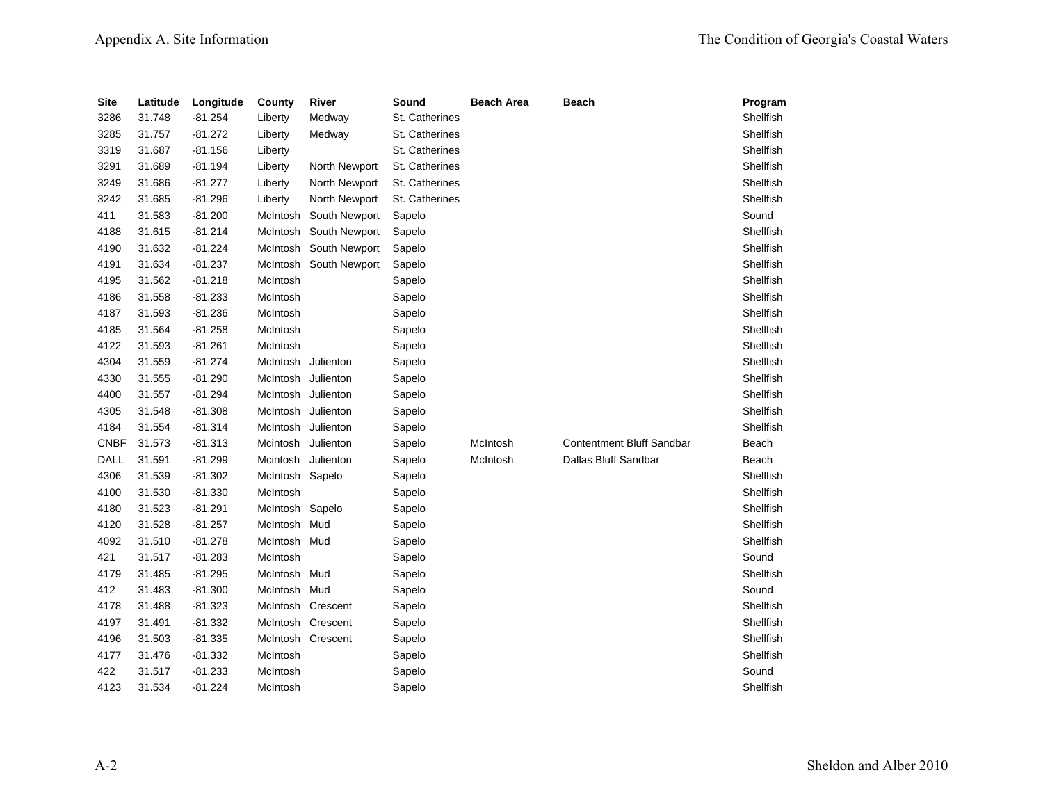| Site | Latitude | Longitude | County | River | Sound | Beach Area | Beach | Program |
|---|---|---|---|---|---|---|---|---|
| 3286 | 31.748 | -81.254 | Liberty | Medway | St. Catherines | | | Shellfish |
| 3285 | 31.757 | -81.272 | Liberty | Medway | St. Catherines | | | Shellfish |
| 3319 | 31.687 | -81.156 | Liberty | | St. Catherines | | | Shellfish |
| 3291 | 31.689 | -81.194 | Liberty | North Newport | St. Catherines | | | Shellfish |
| 3249 | 31.686 | -81.277 | Liberty | North Newport | St. Catherines | | | Shellfish |
| 3242 | 31.685 | -81.296 | Liberty | North Newport | St. Catherines | | | Shellfish |
| 411 | 31.583 | -81.200 | McIntosh | South Newport | Sapelo | | | Sound |
| 4188 | 31.615 | -81.214 | McIntosh | South Newport | Sapelo | | | Shellfish |
| 4190 | 31.632 | -81.224 | McIntosh | South Newport | Sapelo | | | Shellfish |
| 4191 | 31.634 | -81.237 | McIntosh | South Newport | Sapelo | | | Shellfish |
| 4195 | 31.562 | -81.218 | McIntosh | | Sapelo | | | Shellfish |
| 4186 | 31.558 | -81.233 | McIntosh | | Sapelo | | | Shellfish |
| 4187 | 31.593 | -81.236 | McIntosh | | Sapelo | | | Shellfish |
| 4185 | 31.564 | -81.258 | McIntosh | | Sapelo | | | Shellfish |
| 4122 | 31.593 | -81.261 | McIntosh | | Sapelo | | | Shellfish |
| 4304 | 31.559 | -81.274 | McIntosh | Julienton | Sapelo | | | Shellfish |
| 4330 | 31.555 | -81.290 | McIntosh | Julienton | Sapelo | | | Shellfish |
| 4400 | 31.557 | -81.294 | McIntosh | Julienton | Sapelo | | | Shellfish |
| 4305 | 31.548 | -81.308 | McIntosh | Julienton | Sapelo | | | Shellfish |
| 4184 | 31.554 | -81.314 | McIntosh | Julienton | Sapelo | | | Shellfish |
| CNBF | 31.573 | -81.313 | Mcintosh | Julienton | Sapelo | McIntosh | Contentment Bluff Sandbar | Beach |
| DALL | 31.591 | -81.299 | Mcintosh | Julienton | Sapelo | McIntosh | Dallas Bluff Sandbar | Beach |
| 4306 | 31.539 | -81.302 | McIntosh | Sapelo | Sapelo | | | Shellfish |
| 4100 | 31.530 | -81.330 | McIntosh | | Sapelo | | | Shellfish |
| 4180 | 31.523 | -81.291 | McIntosh | Sapelo | Sapelo | | | Shellfish |
| 4120 | 31.528 | -81.257 | McIntosh | Mud | Sapelo | | | Shellfish |
| 4092 | 31.510 | -81.278 | McIntosh | Mud | Sapelo | | | Shellfish |
| 421 | 31.517 | -81.283 | McIntosh | | Sapelo | | | Sound |
| 4179 | 31.485 | -81.295 | McIntosh | Mud | Sapelo | | | Shellfish |
| 412 | 31.483 | -81.300 | McIntosh | Mud | Sapelo | | | Sound |
| 4178 | 31.488 | -81.323 | McIntosh | Crescent | Sapelo | | | Shellfish |
| 4197 | 31.491 | -81.332 | McIntosh | Crescent | Sapelo | | | Shellfish |
| 4196 | 31.503 | -81.335 | McIntosh | Crescent | Sapelo | | | Shellfish |
| 4177 | 31.476 | -81.332 | McIntosh | | Sapelo | | | Shellfish |
| 422 | 31.517 | -81.233 | McIntosh | | Sapelo | | | Sound |
| 4123 | 31.534 | -81.224 | McIntosh | | Sapelo | | | Shellfish |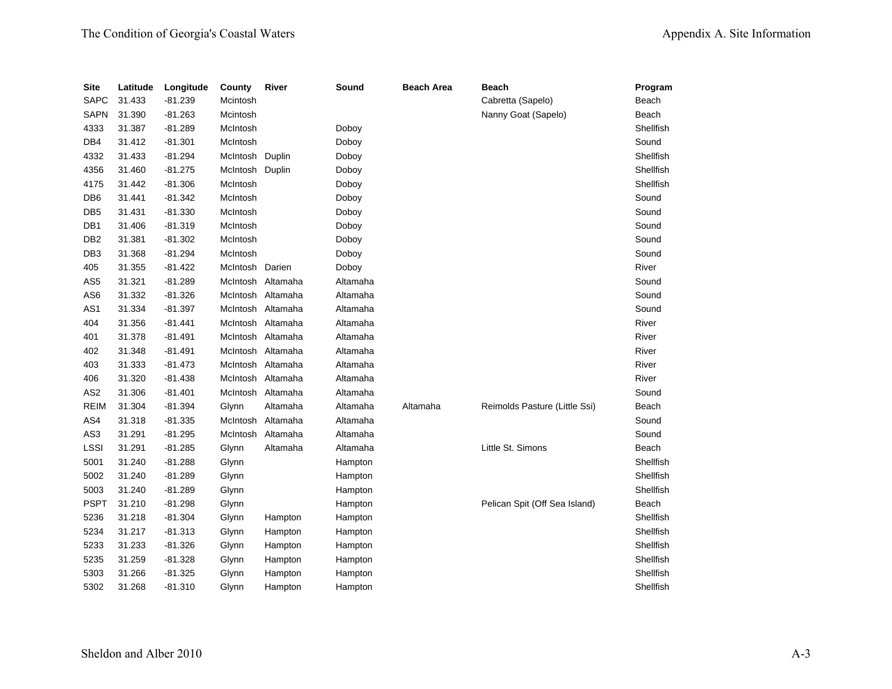| Site | Latitude | Longitude | County | River | Sound | Beach Area | Beach | Program |
|---|---|---|---|---|---|---|---|---|
| SAPC | 31.433 | -81.239 | Mcintosh | | | | Cabretta (Sapelo) | Beach |
| SAPN | 31.390 | -81.263 | Mcintosh | | | | Nanny Goat (Sapelo) | Beach |
| 4333 | 31.387 | -81.289 | McIntosh | | Doboy | | | Shellfish |
| DB4 | 31.412 | -81.301 | McIntosh | | Doboy | | | Sound |
| 4332 | 31.433 | -81.294 | McIntosh | Duplin | Doboy | | | Shellfish |
| 4356 | 31.460 | -81.275 | McIntosh | Duplin | Doboy | | | Shellfish |
| 4175 | 31.442 | -81.306 | McIntosh | | Doboy | | | Shellfish |
| DB6 | 31.441 | -81.342 | McIntosh | | Doboy | | | Sound |
| DB5 | 31.431 | -81.330 | McIntosh | | Doboy | | | Sound |
| DB1 | 31.406 | -81.319 | McIntosh | | Doboy | | | Sound |
| DB2 | 31.381 | -81.302 | McIntosh | | Doboy | | | Sound |
| DB3 | 31.368 | -81.294 | McIntosh | | Doboy | | | Sound |
| 405 | 31.355 | -81.422 | McIntosh | Darien | Doboy | | | River |
| AS5 | 31.321 | -81.289 | McIntosh | Altamaha | Altamaha | | | Sound |
| AS6 | 31.332 | -81.326 | McIntosh | Altamaha | Altamaha | | | Sound |
| AS1 | 31.334 | -81.397 | McIntosh | Altamaha | Altamaha | | | Sound |
| 404 | 31.356 | -81.441 | McIntosh | Altamaha | Altamaha | | | River |
| 401 | 31.378 | -81.491 | McIntosh | Altamaha | Altamaha | | | River |
| 402 | 31.348 | -81.491 | McIntosh | Altamaha | Altamaha | | | River |
| 403 | 31.333 | -81.473 | McIntosh | Altamaha | Altamaha | | | River |
| 406 | 31.320 | -81.438 | McIntosh | Altamaha | Altamaha | | | River |
| AS2 | 31.306 | -81.401 | McIntosh | Altamaha | Altamaha | | | Sound |
| REIM | 31.304 | -81.394 | Glynn | Altamaha | Altamaha | Altamaha | Reimolds Pasture (Little Ssi) | Beach |
| AS4 | 31.318 | -81.335 | McIntosh | Altamaha | Altamaha | | | Sound |
| AS3 | 31.291 | -81.295 | McIntosh | Altamaha | Altamaha | | | Sound |
| LSSI | 31.291 | -81.285 | Glynn | Altamaha | Altamaha | | Little St. Simons | Beach |
| 5001 | 31.240 | -81.288 | Glynn | | Hampton | | | Shellfish |
| 5002 | 31.240 | -81.289 | Glynn | | Hampton | | | Shellfish |
| 5003 | 31.240 | -81.289 | Glynn | | Hampton | | | Shellfish |
| PSPT | 31.210 | -81.298 | Glynn | | Hampton | | Pelican Spit (Off Sea Island) | Beach |
| 5236 | 31.218 | -81.304 | Glynn | Hampton | Hampton | | | Shellfish |
| 5234 | 31.217 | -81.313 | Glynn | Hampton | Hampton | | | Shellfish |
| 5233 | 31.233 | -81.326 | Glynn | Hampton | Hampton | | | Shellfish |
| 5235 | 31.259 | -81.328 | Glynn | Hampton | Hampton | | | Shellfish |
| 5303 | 31.266 | -81.325 | Glynn | Hampton | Hampton | | | Shellfish |
| 5302 | 31.268 | -81.310 | Glynn | Hampton | Hampton | | | Shellfish |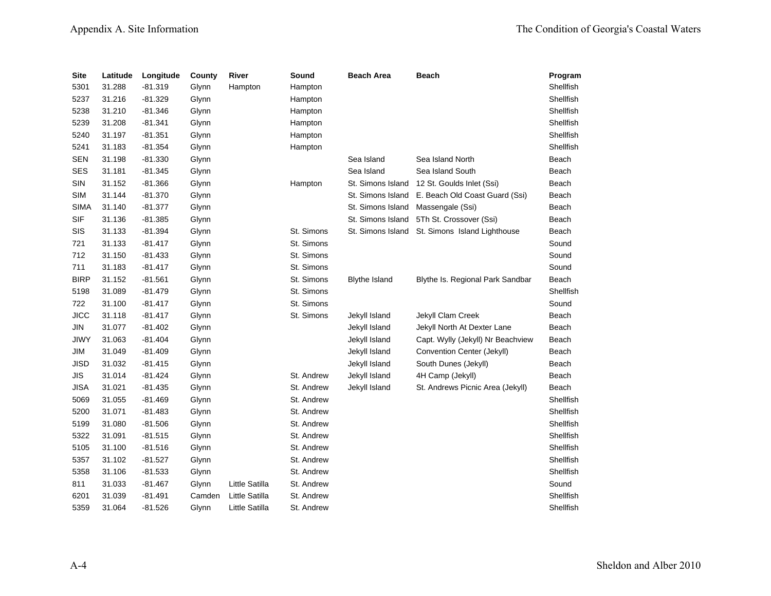| Site | Latitude | Longitude | County | River | Sound | Beach Area | Beach | Program |
|---|---|---|---|---|---|---|---|---|
| 5301 | 31.288 | -81.319 | Glynn | Hampton | Hampton | | | Shellfish |
| 5237 | 31.216 | -81.329 | Glynn | | Hampton | | | Shellfish |
| 5238 | 31.210 | -81.346 | Glynn | | Hampton | | | Shellfish |
| 5239 | 31.208 | -81.341 | Glynn | | Hampton | | | Shellfish |
| 5240 | 31.197 | -81.351 | Glynn | | Hampton | | | Shellfish |
| 5241 | 31.183 | -81.354 | Glynn | | Hampton | | | Shellfish |
| SEN | 31.198 | -81.330 | Glynn | | | Sea Island | Sea Island North | Beach |
| SES | 31.181 | -81.345 | Glynn | | | Sea Island | Sea Island South | Beach |
| SIN | 31.152 | -81.366 | Glynn | | Hampton | St. Simons Island | 12 St. Goulds Inlet (Ssi) | Beach |
| SIM | 31.144 | -81.370 | Glynn | | | St. Simons Island | E. Beach Old Coast Guard (Ssi) | Beach |
| SIMA | 31.140 | -81.377 | Glynn | | | St. Simons Island | Massengale (Ssi) | Beach |
| SIF | 31.136 | -81.385 | Glynn | | | St. Simons Island | 5Th St. Crossover (Ssi) | Beach |
| SIS | 31.133 | -81.394 | Glynn | | St. Simons | St. Simons Island | St. Simons Island Lighthouse | Beach |
| 721 | 31.133 | -81.417 | Glynn | | St. Simons | | | Sound |
| 712 | 31.150 | -81.433 | Glynn | | St. Simons | | | Sound |
| 711 | 31.183 | -81.417 | Glynn | | St. Simons | | | Sound |
| BIRP | 31.152 | -81.561 | Glynn | | St. Simons | Blythe Island | Blythe Is. Regional Park Sandbar | Beach |
| 5198 | 31.089 | -81.479 | Glynn | | St. Simons | | | Shellfish |
| 722 | 31.100 | -81.417 | Glynn | | St. Simons | | | Sound |
| JICC | 31.118 | -81.417 | Glynn | | St. Simons | Jekyll Island | Jekyll Clam Creek | Beach |
| JIN | 31.077 | -81.402 | Glynn | | | Jekyll Island | Jekyll North At Dexter Lane | Beach |
| JIWY | 31.063 | -81.404 | Glynn | | | Jekyll Island | Capt. Wylly (Jekyll) Nr Beachview | Beach |
| JIM | 31.049 | -81.409 | Glynn | | | Jekyll Island | Convention Center (Jekyll) | Beach |
| JISD | 31.032 | -81.415 | Glynn | | | Jekyll Island | South Dunes (Jekyll) | Beach |
| JIS | 31.014 | -81.424 | Glynn | | St. Andrew | Jekyll Island | 4H Camp (Jekyll) | Beach |
| JISA | 31.021 | -81.435 | Glynn | | St. Andrew | Jekyll Island | St. Andrews Picnic Area (Jekyll) | Beach |
| 5069 | 31.055 | -81.469 | Glynn | | St. Andrew | | | Shellfish |
| 5200 | 31.071 | -81.483 | Glynn | | St. Andrew | | | Shellfish |
| 5199 | 31.080 | -81.506 | Glynn | | St. Andrew | | | Shellfish |
| 5322 | 31.091 | -81.515 | Glynn | | St. Andrew | | | Shellfish |
| 5105 | 31.100 | -81.516 | Glynn | | St. Andrew | | | Shellfish |
| 5357 | 31.102 | -81.527 | Glynn | | St. Andrew | | | Shellfish |
| 5358 | 31.106 | -81.533 | Glynn | | St. Andrew | | | Shellfish |
| 811 | 31.033 | -81.467 | Glynn | Little Satilla | St. Andrew | | | Sound |
| 6201 | 31.039 | -81.491 | Camden | Little Satilla | St. Andrew | | | Shellfish |
| 5359 | 31.064 | -81.526 | Glynn | Little Satilla | St. Andrew | | | Shellfish |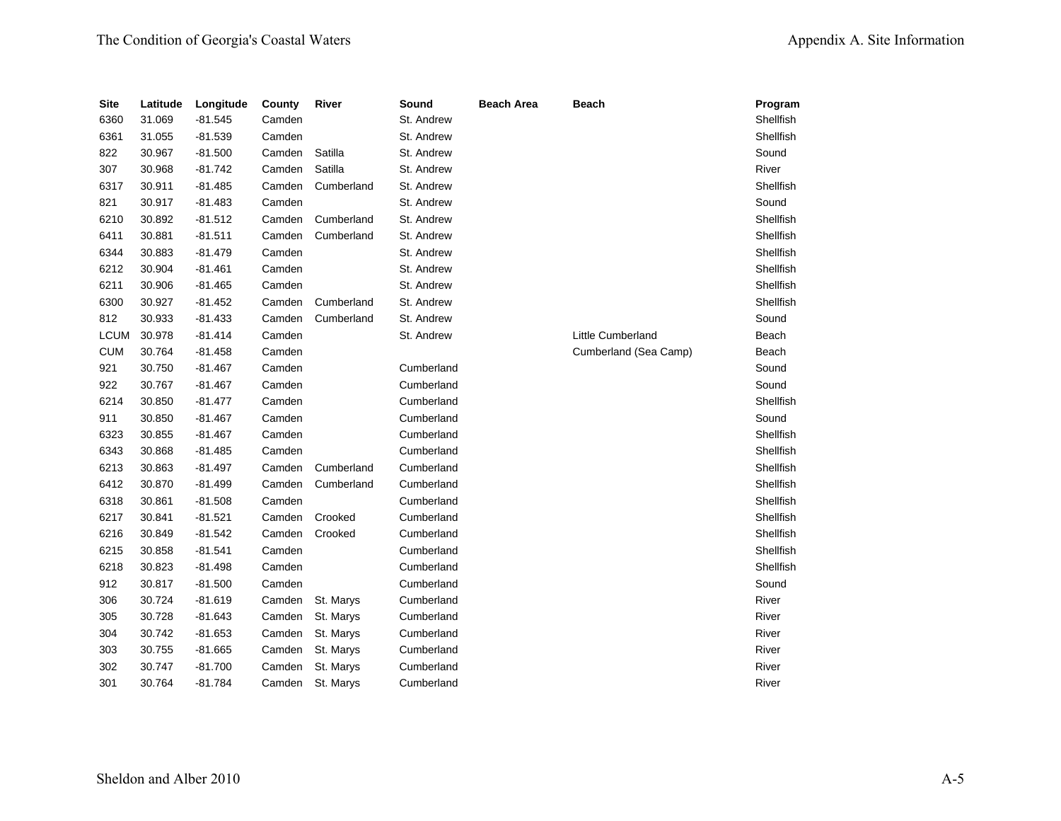| Site | Latitude | Longitude | County | River | Sound | Beach Area | Beach | Program |
|---|---|---|---|---|---|---|---|---|
| 6360 | 31.069 | -81.545 | Camden | | St. Andrew | | | Shellfish |
| 6361 | 31.055 | -81.539 | Camden | | St. Andrew | | | Shellfish |
| 822 | 30.967 | -81.500 | Camden | Satilla | St. Andrew | | | Sound |
| 307 | 30.968 | -81.742 | Camden | Satilla | St. Andrew | | | River |
| 6317 | 30.911 | -81.485 | Camden | Cumberland | St. Andrew | | | Shellfish |
| 821 | 30.917 | -81.483 | Camden | | St. Andrew | | | Sound |
| 6210 | 30.892 | -81.512 | Camden | Cumberland | St. Andrew | | | Shellfish |
| 6411 | 30.881 | -81.511 | Camden | Cumberland | St. Andrew | | | Shellfish |
| 6344 | 30.883 | -81.479 | Camden | | St. Andrew | | | Shellfish |
| 6212 | 30.904 | -81.461 | Camden | | St. Andrew | | | Shellfish |
| 6211 | 30.906 | -81.465 | Camden | | St. Andrew | | | Shellfish |
| 6300 | 30.927 | -81.452 | Camden | Cumberland | St. Andrew | | | Shellfish |
| 812 | 30.933 | -81.433 | Camden | Cumberland | St. Andrew | | | Sound |
| LCUM | 30.978 | -81.414 | Camden | | St. Andrew | | Little Cumberland | Beach |
| CUM | 30.764 | -81.458 | Camden | | | | Cumberland (Sea Camp) | Beach |
| 921 | 30.750 | -81.467 | Camden | | Cumberland | | | Sound |
| 922 | 30.767 | -81.467 | Camden | | Cumberland | | | Sound |
| 6214 | 30.850 | -81.477 | Camden | | Cumberland | | | Shellfish |
| 911 | 30.850 | -81.467 | Camden | | Cumberland | | | Sound |
| 6323 | 30.855 | -81.467 | Camden | | Cumberland | | | Shellfish |
| 6343 | 30.868 | -81.485 | Camden | | Cumberland | | | Shellfish |
| 6213 | 30.863 | -81.497 | Camden | Cumberland | Cumberland | | | Shellfish |
| 6412 | 30.870 | -81.499 | Camden | Cumberland | Cumberland | | | Shellfish |
| 6318 | 30.861 | -81.508 | Camden | | Cumberland | | | Shellfish |
| 6217 | 30.841 | -81.521 | Camden | Crooked | Cumberland | | | Shellfish |
| 6216 | 30.849 | -81.542 | Camden | Crooked | Cumberland | | | Shellfish |
| 6215 | 30.858 | -81.541 | Camden | | Cumberland | | | Shellfish |
| 6218 | 30.823 | -81.498 | Camden | | Cumberland | | | Shellfish |
| 912 | 30.817 | -81.500 | Camden | | Cumberland | | | Sound |
| 306 | 30.724 | -81.619 | Camden | St. Marys | Cumberland | | | River |
| 305 | 30.728 | -81.643 | Camden | St. Marys | Cumberland | | | River |
| 304 | 30.742 | -81.653 | Camden | St. Marys | Cumberland | | | River |
| 303 | 30.755 | -81.665 | Camden | St. Marys | Cumberland | | | River |
| 302 | 30.747 | -81.700 | Camden | St. Marys | Cumberland | | | River |
| 301 | 30.764 | -81.784 | Camden | St. Marys | Cumberland | | | River |